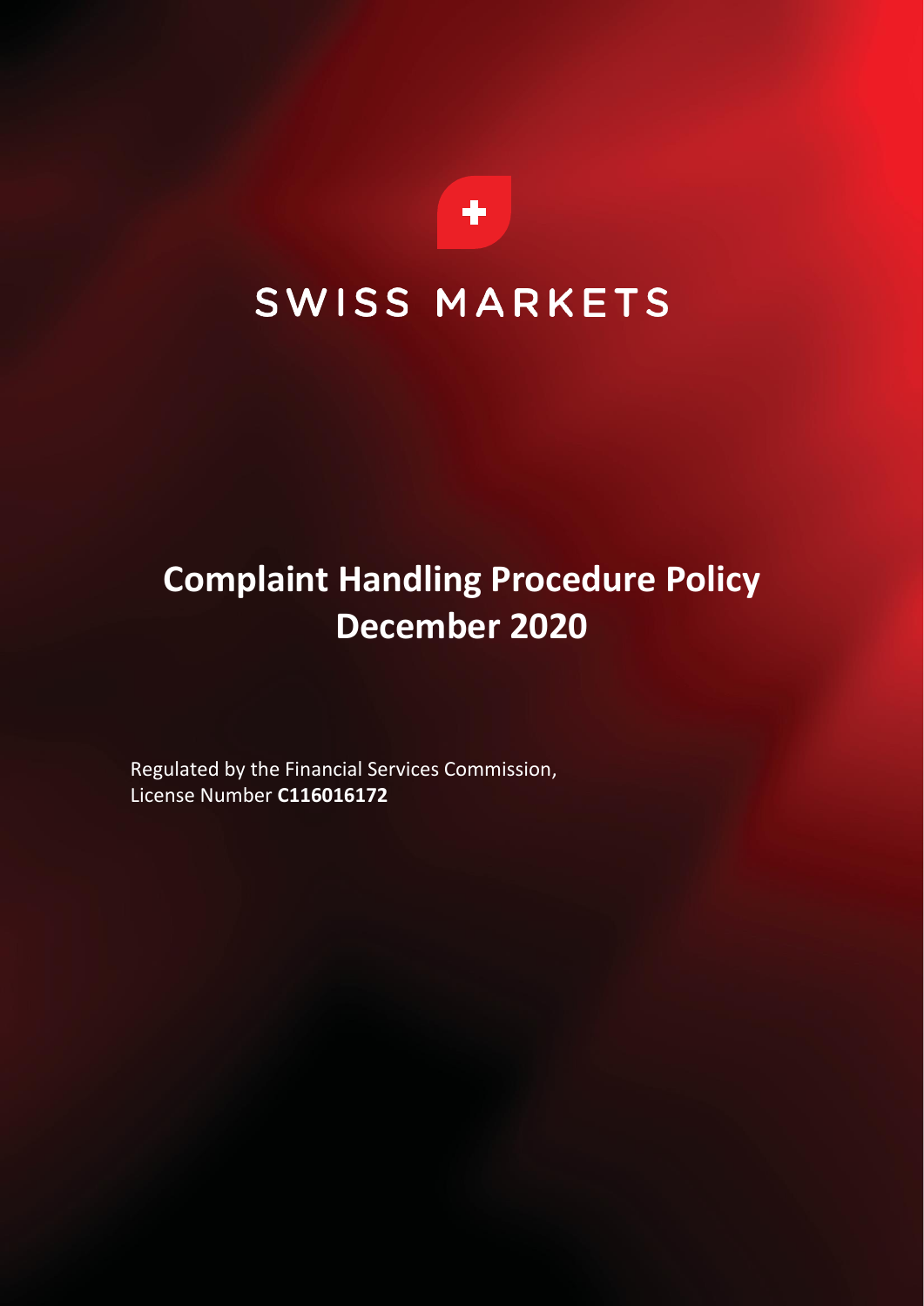SWISS MARKETS

# Complaint Handling Procedure Policy
# December 2020

Regulated by the Financial Services Commission,
License Number **C116016172**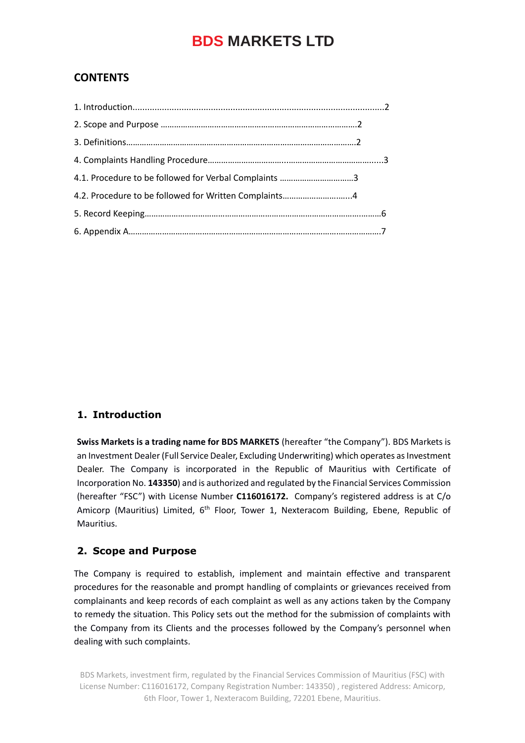# BDS MARKETS LTD

## CONTENTS

1. Introduction......................................................................................................2
2. Scope and Purpose ……………………………………………………………………………2
3. Definitions……………………………………………………………………………………….2
4. Complaints Handling Procedure…………………………….………………………………....3
4.1. Procedure to be followed for Verbal Complaints ……………………………3
4.2. Procedure to be followed for Written Complaints…………………………..4
5. Record Keeping………………………………………………………………………….………6
6. Appendix A………………………………………………………………………..……………7

## 1. Introduction

**Swiss Markets is a trading name for BDS MARKETS** (hereafter "the Company"). BDS Markets is an Investment Dealer (Full Service Dealer, Excluding Underwriting) which operates as Investment Dealer. The Company is incorporated in the Republic of Mauritius with Certificate of Incorporation No. **143350**) and is authorized and regulated by the Financial Services Commission (hereafter "FSC") with License Number **C116016172.** Company's registered address is at C/o Amicorp (Mauritius) Limited, 6th Floor, Tower 1, Nexteracom Building, Ebene, Republic of Mauritius.

## 2. Scope and Purpose

The Company is required to establish, implement and maintain effective and transparent procedures for the reasonable and prompt handling of complaints or grievances received from complainants and keep records of each complaint as well as any actions taken by the Company to remedy the situation. This Policy sets out the method for the submission of complaints with the Company from its Clients and the processes followed by the Company's personnel when dealing with such complaints.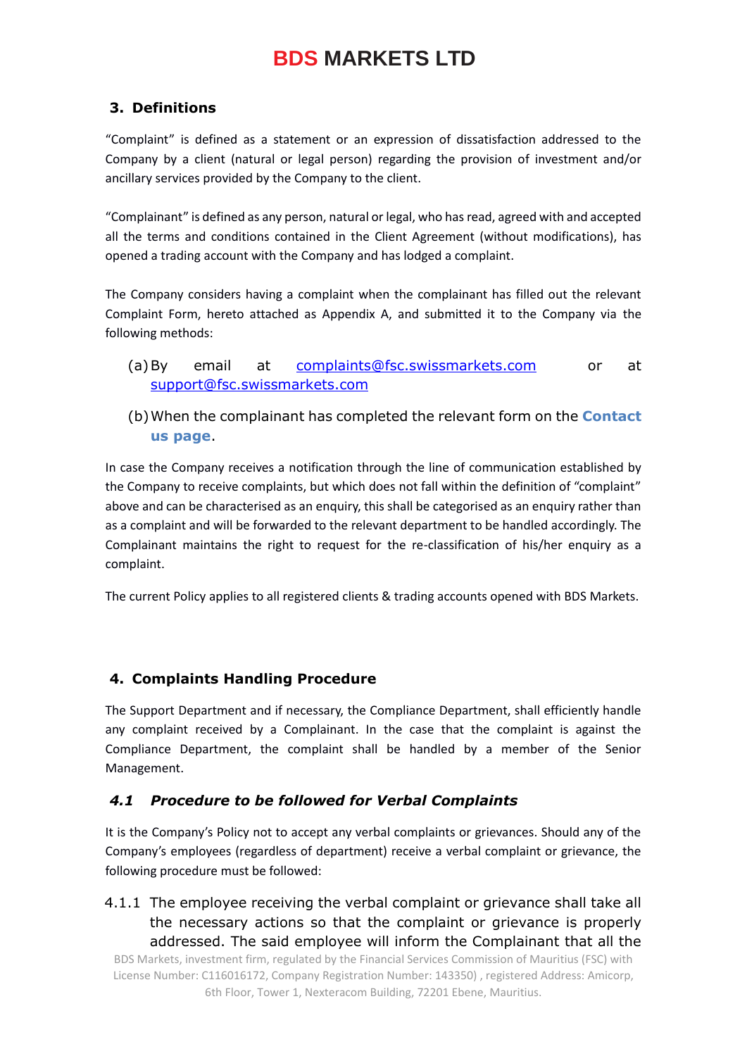## 3. Definitions

"Complaint" is defined as a statement or an expression of dissatisfaction addressed to the Company by a client (natural or legal person) regarding the provision of investment and/or ancillary services provided by the Company to the client.

"Complainant" is defined as any person, natural or legal, who has read, agreed with and accepted all the terms and conditions contained in the Client Agreement (without modifications), has opened a trading account with the Company and has lodged a complaint.

The Company considers having a complaint when the complainant has filled out the relevant Complaint Form, hereto attached as Appendix A, and submitted it to the Company via the following methods:

(a) By email at complaints@fsc.swissmarkets.com or at support@fsc.swissmarkets.com

(b) When the complainant has completed the relevant form on the **Contact us page**.

In case the Company receives a notification through the line of communication established by the Company to receive complaints, but which does not fall within the definition of "complaint" above and can be characterised as an enquiry, this shall be categorised as an enquiry rather than as a complaint and will be forwarded to the relevant department to be handled accordingly. The Complainant maintains the right to request for the re-classification of his/her enquiry as a complaint.

The current Policy applies to all registered clients & trading accounts opened with BDS Markets.

## 4. Complaints Handling Procedure

The Support Department and if necessary, the Compliance Department, shall efficiently handle any complaint received by a Complainant. In the case that the complaint is against the Compliance Department, the complaint shall be handled by a member of the Senior Management.

### *4.1 Procedure to be followed for Verbal Complaints*

It is the Company's Policy not to accept any verbal complaints or grievances. Should any of the Company's employees (regardless of department) receive a verbal complaint or grievance, the following procedure must be followed:

4.1.1 The employee receiving the verbal complaint or grievance shall take all the necessary actions so that the complaint or grievance is properly addressed. The said employee will inform the Complainant that all the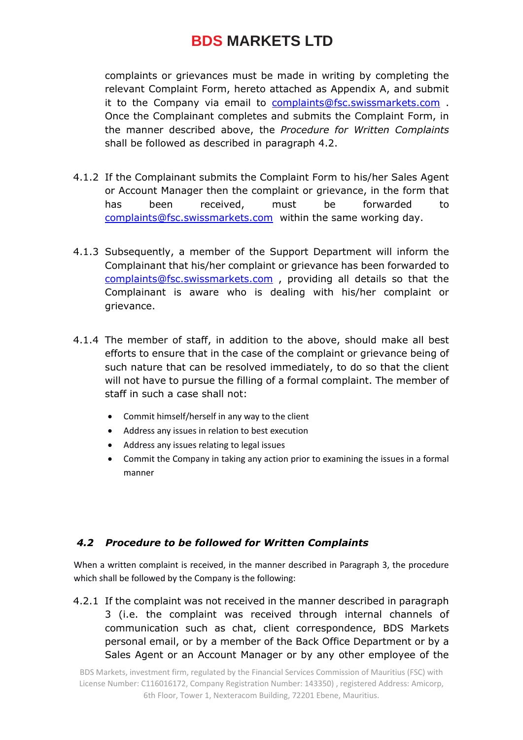complaints or grievances must be made in writing by completing the relevant Complaint Form, hereto attached as Appendix A, and submit it to the Company via email to complaints@fsc.swissmarkets.com . Once the Complainant completes and submits the Complaint Form, in the manner described above, the *Procedure for Written Complaints* shall be followed as described in paragraph 4.2.

4.1.2 If the Complainant submits the Complaint Form to his/her Sales Agent or Account Manager then the complaint or grievance, in the form that has been received, must be forwarded to complaints@fsc.swissmarkets.com within the same working day.

4.1.3 Subsequently, a member of the Support Department will inform the Complainant that his/her complaint or grievance has been forwarded to complaints@fsc.swissmarkets.com , providing all details so that the Complainant is aware who is dealing with his/her complaint or grievance.

4.1.4 The member of staff, in addition to the above, should make all best efforts to ensure that in the case of the complaint or grievance being of such nature that can be resolved immediately, to do so that the client will not have to pursue the filling of a formal complaint. The member of staff in such a case shall not:

- Commit himself/herself in any way to the client
- Address any issues in relation to best execution
- Address any issues relating to legal issues
- Commit the Company in taking any action prior to examining the issues in a formal manner

### *4.2 Procedure to be followed for Written Complaints*

When a written complaint is received, in the manner described in Paragraph 3, the procedure which shall be followed by the Company is the following:

4.2.1 If the complaint was not received in the manner described in paragraph 3 (i.e. the complaint was received through internal channels of communication such as chat, client correspondence, BDS Markets personal email, or by a member of the Back Office Department or by a Sales Agent or an Account Manager or by any other employee of the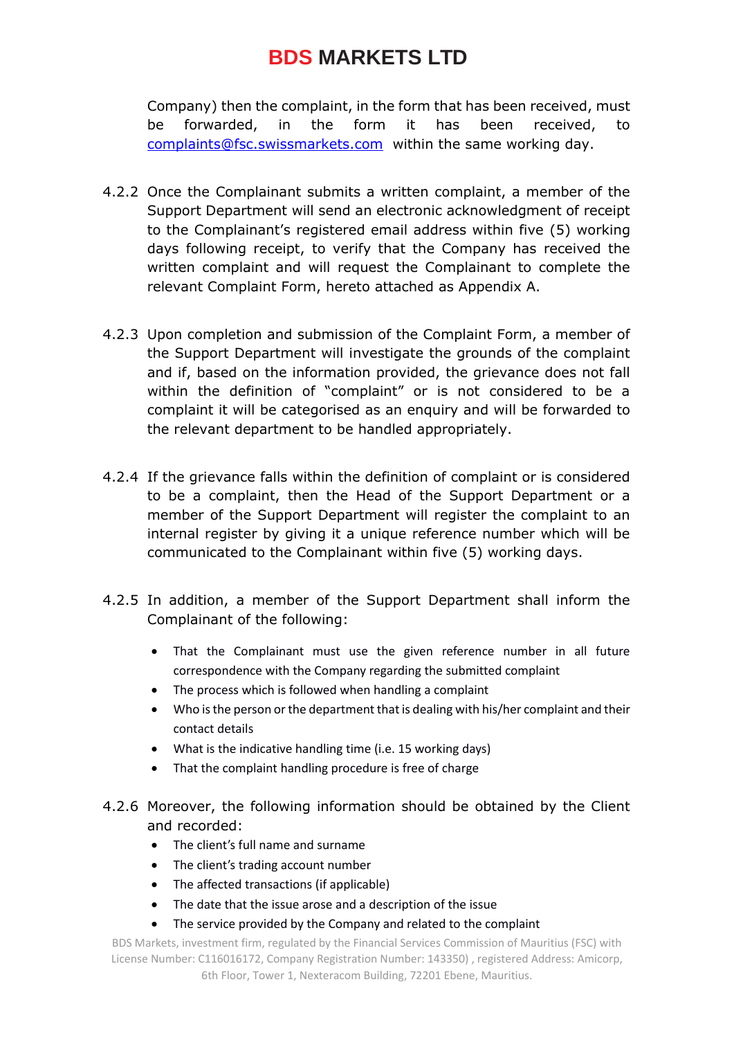Company) then the complaint, in the form that has been received, must be forwarded, in the form it has been received, to complaints@fsc.swissmarkets.com within the same working day.

4.2.2 Once the Complainant submits a written complaint, a member of the Support Department will send an electronic acknowledgment of receipt to the Complainant's registered email address within five (5) working days following receipt, to verify that the Company has received the written complaint and will request the Complainant to complete the relevant Complaint Form, hereto attached as Appendix A.

4.2.3 Upon completion and submission of the Complaint Form, a member of the Support Department will investigate the grounds of the complaint and if, based on the information provided, the grievance does not fall within the definition of "complaint" or is not considered to be a complaint it will be categorised as an enquiry and will be forwarded to the relevant department to be handled appropriately.

4.2.4 If the grievance falls within the definition of complaint or is considered to be a complaint, then the Head of the Support Department or a member of the Support Department will register the complaint to an internal register by giving it a unique reference number which will be communicated to the Complainant within five (5) working days.

4.2.5 In addition, a member of the Support Department shall inform the Complainant of the following:

- That the Complainant must use the given reference number in all future correspondence with the Company regarding the submitted complaint
- The process which is followed when handling a complaint
- Who is the person or the department that is dealing with his/her complaint and their contact details
- What is the indicative handling time (i.e. 15 working days)
- That the complaint handling procedure is free of charge

4.2.6 Moreover, the following information should be obtained by the Client and recorded:

- The client's full name and surname
- The client's trading account number
- The affected transactions (if applicable)
- The date that the issue arose and a description of the issue
- The service provided by the Company and related to the complaint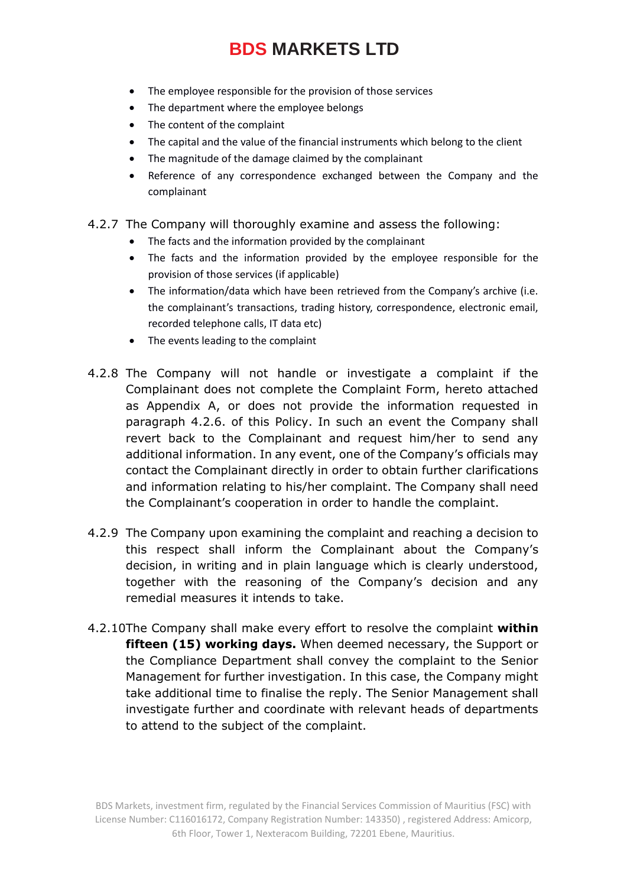- The employee responsible for the provision of those services
- The department where the employee belongs
- The content of the complaint
- The capital and the value of the financial instruments which belong to the client
- The magnitude of the damage claimed by the complainant
- Reference of any correspondence exchanged between the Company and the complainant

4.2.7 The Company will thoroughly examine and assess the following:

- The facts and the information provided by the complainant
- The facts and the information provided by the employee responsible for the provision of those services (if applicable)
- The information/data which have been retrieved from the Company's archive (i.e. the complainant's transactions, trading history, correspondence, electronic email, recorded telephone calls, IT data etc)
- The events leading to the complaint

4.2.8 The Company will not handle or investigate a complaint if the Complainant does not complete the Complaint Form, hereto attached as Appendix A, or does not provide the information requested in paragraph 4.2.6. of this Policy. In such an event the Company shall revert back to the Complainant and request him/her to send any additional information. In any event, one of the Company's officials may contact the Complainant directly in order to obtain further clarifications and information relating to his/her complaint. The Company shall need the Complainant's cooperation in order to handle the complaint.

4.2.9 The Company upon examining the complaint and reaching a decision to this respect shall inform the Complainant about the Company's decision, in writing and in plain language which is clearly understood, together with the reasoning of the Company's decision and any remedial measures it intends to take.

4.2.10 The Company shall make every effort to resolve the complaint **within fifteen (15) working days.** When deemed necessary, the Support or the Compliance Department shall convey the complaint to the Senior Management for further investigation. In this case, the Company might take additional time to finalise the reply. The Senior Management shall investigate further and coordinate with relevant heads of departments to attend to the subject of the complaint.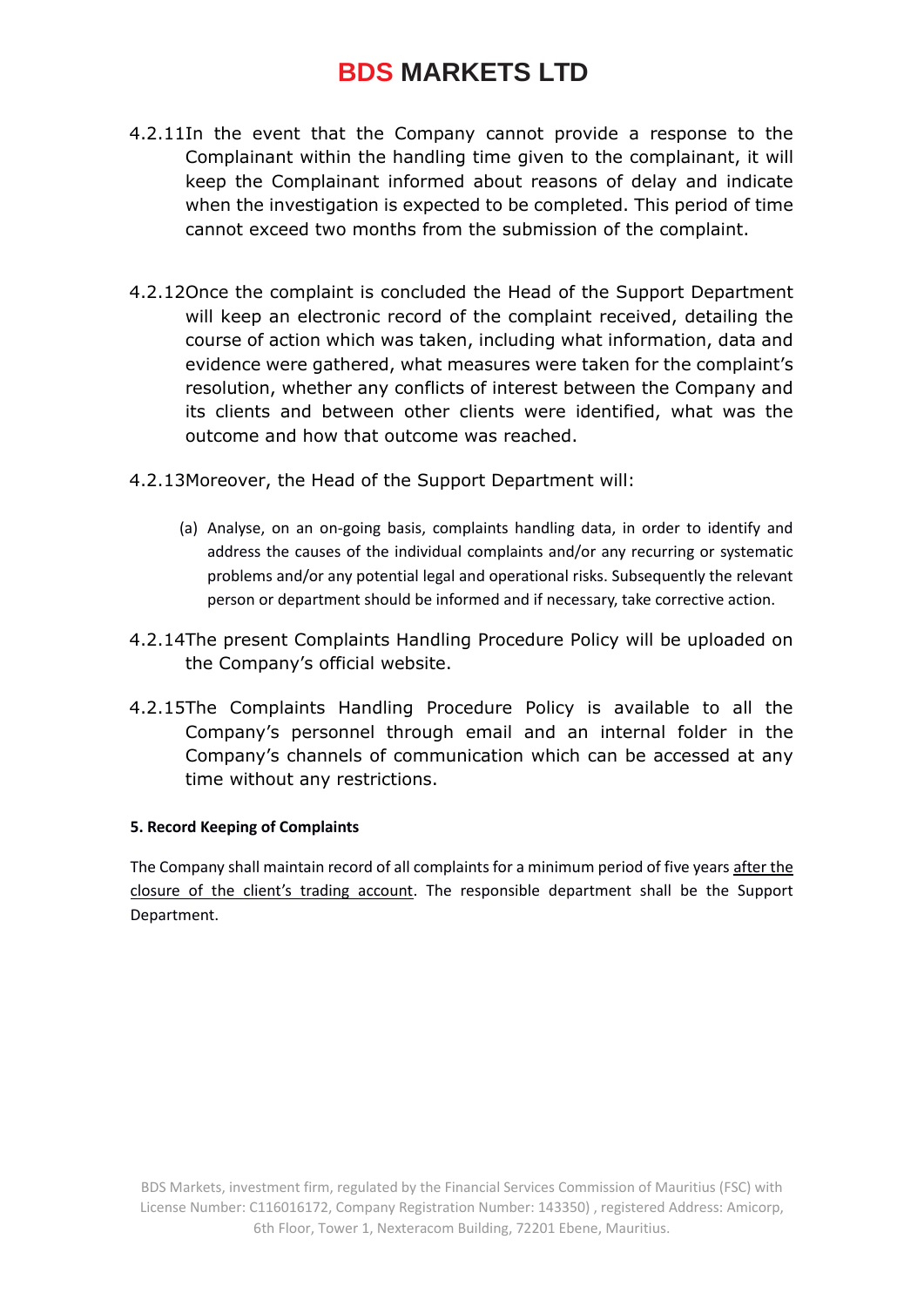4.2.11 In the event that the Company cannot provide a response to the Complainant within the handling time given to the complainant, it will keep the Complainant informed about reasons of delay and indicate when the investigation is expected to be completed. This period of time cannot exceed two months from the submission of the complaint.

4.2.12 Once the complaint is concluded the Head of the Support Department will keep an electronic record of the complaint received, detailing the course of action which was taken, including what information, data and evidence were gathered, what measures were taken for the complaint's resolution, whether any conflicts of interest between the Company and its clients and between other clients were identified, what was the outcome and how that outcome was reached.

4.2.13 Moreover, the Head of the Support Department will:

(a) Analyse, on an on-going basis, complaints handling data, in order to identify and address the causes of the individual complaints and/or any recurring or systematic problems and/or any potential legal and operational risks. Subsequently the relevant person or department should be informed and if necessary, take corrective action.

4.2.14 The present Complaints Handling Procedure Policy will be uploaded on the Company's official website.

4.2.15 The Complaints Handling Procedure Policy is available to all the Company's personnel through email and an internal folder in the Company's channels of communication which can be accessed at any time without any restrictions.

#### 5. Record Keeping of Complaints

The Company shall maintain record of all complaints for a minimum period of five years <u>after the closure of the client's trading account</u>. The responsible department shall be the Support Department.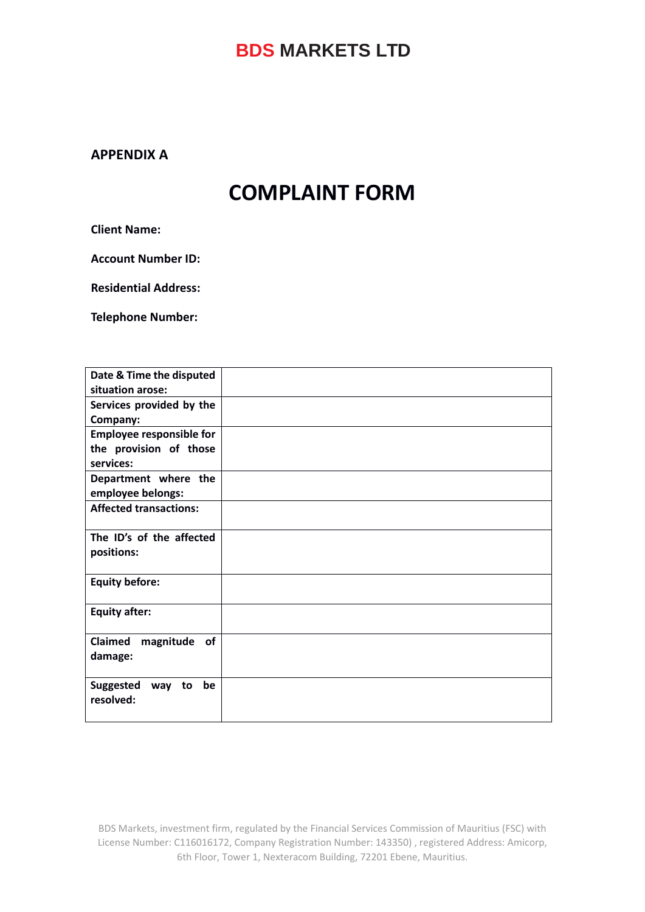**APPENDIX A**

# COMPLAINT FORM

**Client Name:**

**Account Number ID:**

**Residential Address:**

**Telephone Number:**

| **Date & Time the disputed situation arose:** | |
|---|---|
| **Services provided by the Company:** | |
| **Employee responsible for the provision of those services:** | |
| **Department where the employee belongs:** | |
| **Affected transactions:** | |
| **The ID's of the affected positions:** | |
| **Equity before:** | |
| **Equity after:** | |
| **Claimed magnitude of damage:** | |
| **Suggested way to be resolved:** | |

BDS Markets, investment firm, regulated by the Financial Services Commission of Mauritius (FSC) with License Number: C116016172, Company Registration Number: 143350) , registered Address: Amicorp, 6th Floor, Tower 1, Nexteracom Building, 72201 Ebene, Mauritius.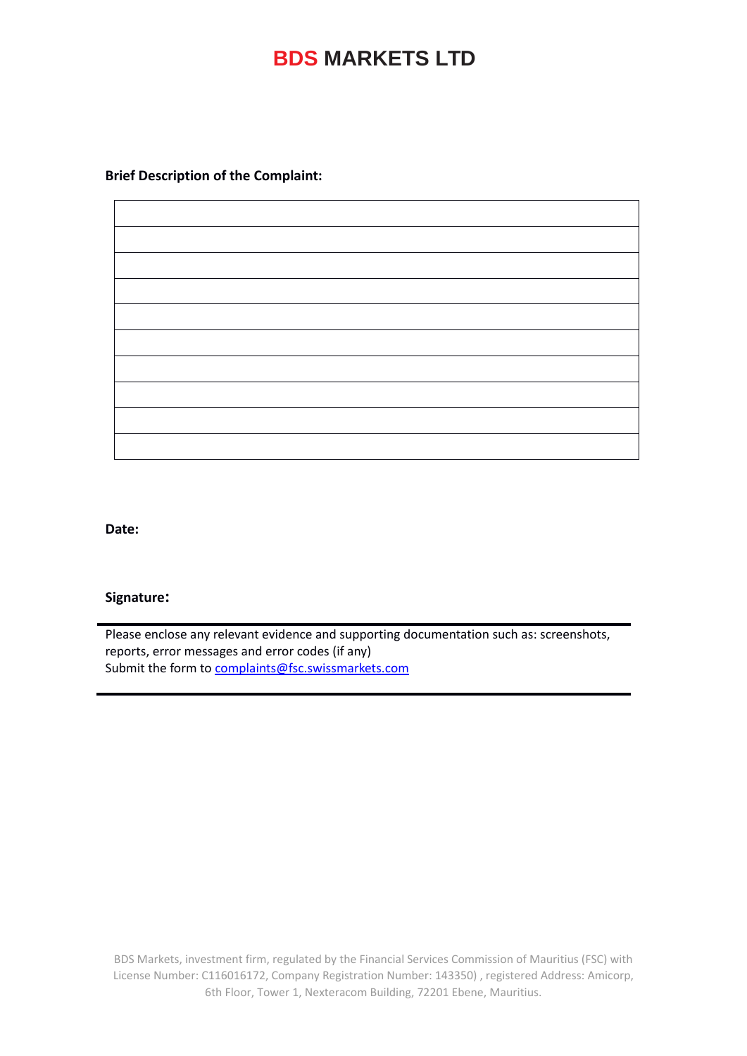# BDS MARKETS LTD

**Brief Description of the Complaint:**

| |
|---|
| |
| |
| |
| |
| |
| |
| |
| |
| |
| |

**Date:**

**Signature:**

Please enclose any relevant evidence and supporting documentation such as: screenshots, reports, error messages and error codes (if any)
Submit the form to complaints@fsc.swissmarkets.com

BDS Markets, investment firm, regulated by the Financial Services Commission of Mauritius (FSC) with License Number: C116016172, Company Registration Number: 143350) , registered Address: Amicorp, 6th Floor, Tower 1, Nexteracom Building, 72201 Ebene, Mauritius.